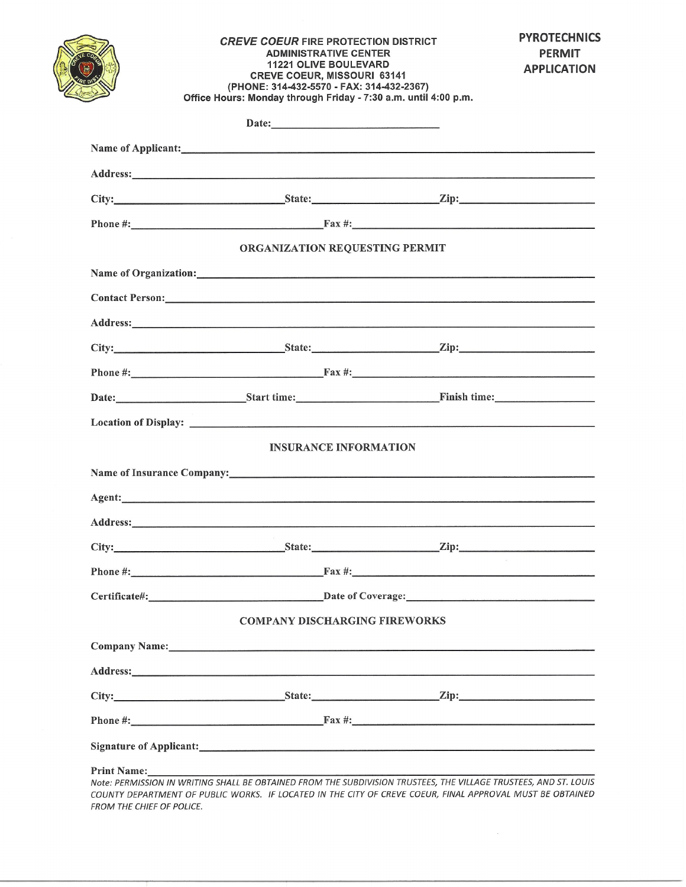**CREVE COEUR FIRE PROTECTION DISTRICT**
**ADMINISTRATIVE CENTER**
**11221 OLIVE BOULEVARD**
**CREVE COEUR, MISSOURI 63141**
**(PHONE: 314-432-5570 - FAX: 314-432-2367)**
**Office Hours: Monday through Friday - 7:30 a.m. until 4:00 p.m.**

# PYROTECHNICS PERMIT APPLICATION

**Date:** ____________________

**Name of Applicant:** ____________________

**Address:** ____________________

**City:** ____________________ **State:** ____________________ **Zip:** ____________________

**Phone #:** ____________________ **Fax #:** ____________________

## ORGANIZATION REQUESTING PERMIT

**Name of Organization:** ____________________

**Contact Person:** ____________________

**Address:** ____________________

**City:** ____________________ **State:** ____________________ **Zip:** ____________________

**Phone #:** ____________________ **Fax #:** ____________________

**Date:** ____________________ **Start time:** ____________________ **Finish time:** ____________________

**Location of Display:** ____________________

## INSURANCE INFORMATION

**Name of Insurance Company:** ____________________

**Agent:** ____________________

**Address:** ____________________

**City:** ____________________ **State:** ____________________ **Zip:** ____________________

**Phone #:** ____________________ **Fax #:** ____________________

**Certificate#:** ____________________ **Date of Coverage:** ____________________

## COMPANY DISCHARGING FIREWORKS

**Company Name:** ____________________

**Address:** ____________________

**City:** ____________________ **State:** ____________________ **Zip:** ____________________

**Phone #:** ____________________ **Fax #:** ____________________

**Signature of Applicant:** ____________________

**Print Name:** ____________________

*Note: PERMISSION IN WRITING SHALL BE OBTAINED FROM THE SUBDIVISION TRUSTEES, THE VILLAGE TRUSTEES, AND ST. LOUIS COUNTY DEPARTMENT OF PUBLIC WORKS. IF LOCATED IN THE CITY OF CREVE COEUR, FINAL APPROVAL MUST BE OBTAINED FROM THE CHIEF OF POLICE.*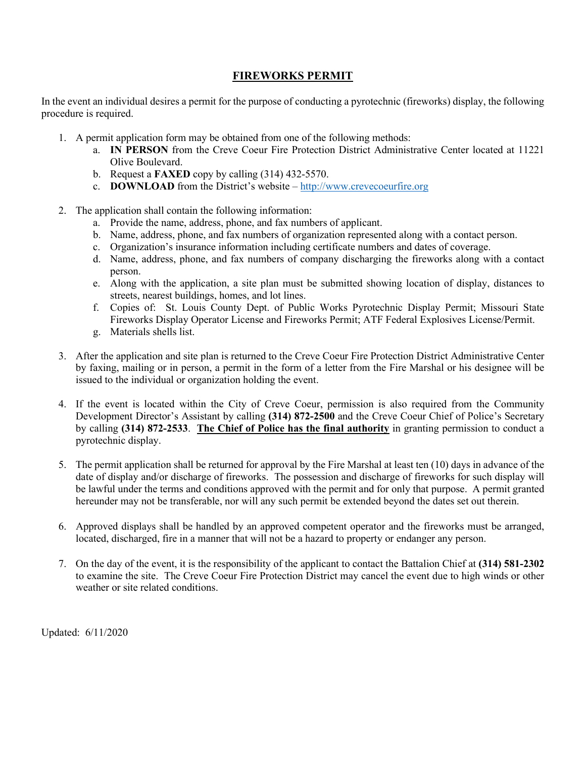# FIREWORKS PERMIT

In the event an individual desires a permit for the purpose of conducting a pyrotechnic (fireworks) display, the following procedure is required.

1. A permit application form may be obtained from one of the following methods:
   a. **IN PERSON** from the Creve Coeur Fire Protection District Administrative Center located at 11221 Olive Boulevard.
   b. Request a **FAXED** copy by calling (314) 432-5570.
   c. **DOWNLOAD** from the District's website – http://www.crevecoeurfire.org

2. The application shall contain the following information:
   a. Provide the name, address, phone, and fax numbers of applicant.
   b. Name, address, phone, and fax numbers of organization represented along with a contact person.
   c. Organization's insurance information including certificate numbers and dates of coverage.
   d. Name, address, phone, and fax numbers of company discharging the fireworks along with a contact person.
   e. Along with the application, a site plan must be submitted showing location of display, distances to streets, nearest buildings, homes, and lot lines.
   f. Copies of: St. Louis County Dept. of Public Works Pyrotechnic Display Permit; Missouri State Fireworks Display Operator License and Fireworks Permit; ATF Federal Explosives License/Permit.
   g. Materials shells list.

3. After the application and site plan is returned to the Creve Coeur Fire Protection District Administrative Center by faxing, mailing or in person, a permit in the form of a letter from the Fire Marshal or his designee will be issued to the individual or organization holding the event.

4. If the event is located within the City of Creve Coeur, permission is also required from the Community Development Director's Assistant by calling **(314) 872-2500** and the Creve Coeur Chief of Police's Secretary by calling **(314) 872-2533**. **The Chief of Police has the final authority** in granting permission to conduct a pyrotechnic display.

5. The permit application shall be returned for approval by the Fire Marshal at least ten (10) days in advance of the date of display and/or discharge of fireworks. The possession and discharge of fireworks for such display will be lawful under the terms and conditions approved with the permit and for only that purpose. A permit granted hereunder may not be transferable, nor will any such permit be extended beyond the dates set out therein.

6. Approved displays shall be handled by an approved competent operator and the fireworks must be arranged, located, discharged, fire in a manner that will not be a hazard to property or endanger any person.

7. On the day of the event, it is the responsibility of the applicant to contact the Battalion Chief at **(314) 581-2302** to examine the site. The Creve Coeur Fire Protection District may cancel the event due to high winds or other weather or site related conditions.

Updated: 6/11/2020